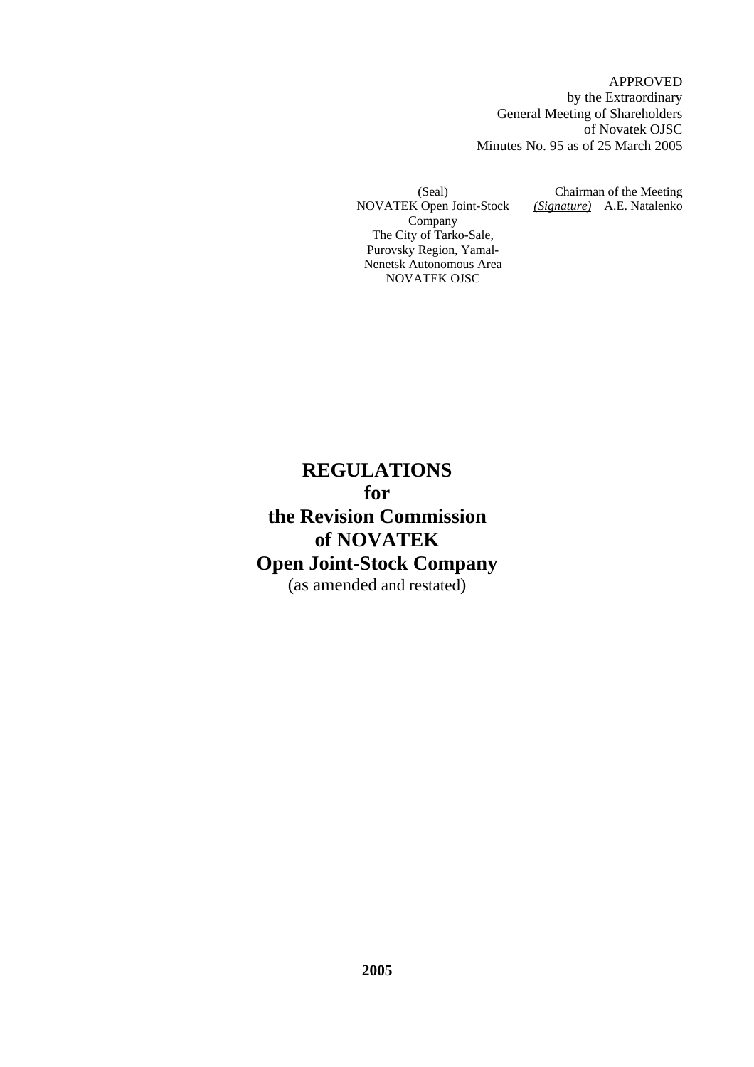APPROVED
by the Extraordinary
General Meeting of Shareholders
of Novatek OJSC
Minutes No. 95 as of 25 March 2005

(Seal)
NOVATEK Open Joint-Stock Company
The City of Tarko-Sale,
Purovsky Region, Yamal-Nenetsk Autonomous Area
NOVATEK OJSC

Chairman of the Meeting
*(Signature)* A.E. Natalenko

# REGULATIONS for the Revision Commission of NOVATEK Open Joint-Stock Company

(as amended and restated)

**2005**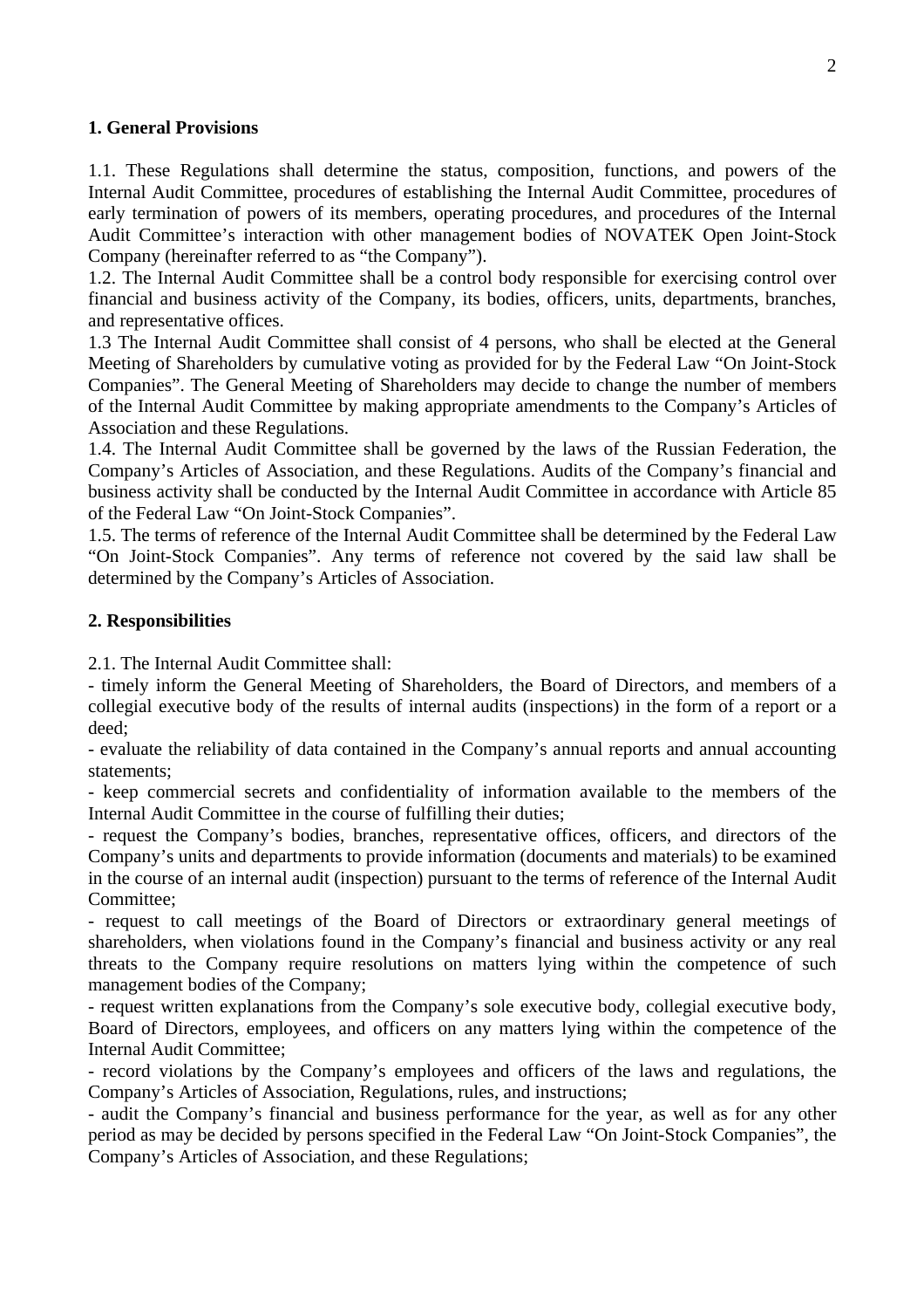## 1. General Provisions

1.1. These Regulations shall determine the status, composition, functions, and powers of the Internal Audit Committee, procedures of establishing the Internal Audit Committee, procedures of early termination of powers of its members, operating procedures, and procedures of the Internal Audit Committee's interaction with other management bodies of NOVATEK Open Joint-Stock Company (hereinafter referred to as "the Company").

1.2. The Internal Audit Committee shall be a control body responsible for exercising control over financial and business activity of the Company, its bodies, officers, units, departments, branches, and representative offices.

1.3 The Internal Audit Committee shall consist of 4 persons, who shall be elected at the General Meeting of Shareholders by cumulative voting as provided for by the Federal Law "On Joint-Stock Companies". The General Meeting of Shareholders may decide to change the number of members of the Internal Audit Committee by making appropriate amendments to the Company's Articles of Association and these Regulations.

1.4. The Internal Audit Committee shall be governed by the laws of the Russian Federation, the Company's Articles of Association, and these Regulations. Audits of the Company's financial and business activity shall be conducted by the Internal Audit Committee in accordance with Article 85 of the Federal Law "On Joint-Stock Companies".

1.5. The terms of reference of the Internal Audit Committee shall be determined by the Federal Law "On Joint-Stock Companies". Any terms of reference not covered by the said law shall be determined by the Company's Articles of Association.

## 2. Responsibilities

2.1. The Internal Audit Committee shall:

- timely inform the General Meeting of Shareholders, the Board of Directors, and members of a collegial executive body of the results of internal audits (inspections) in the form of a report or a deed;
- evaluate the reliability of data contained in the Company's annual reports and annual accounting statements;
- keep commercial secrets and confidentiality of information available to the members of the Internal Audit Committee in the course of fulfilling their duties;
- request the Company's bodies, branches, representative offices, officers, and directors of the Company's units and departments to provide information (documents and materials) to be examined in the course of an internal audit (inspection) pursuant to the terms of reference of the Internal Audit Committee;
- request to call meetings of the Board of Directors or extraordinary general meetings of shareholders, when violations found in the Company's financial and business activity or any real threats to the Company require resolutions on matters lying within the competence of such management bodies of the Company;
- request written explanations from the Company's sole executive body, collegial executive body, Board of Directors, employees, and officers on any matters lying within the competence of the Internal Audit Committee;
- record violations by the Company's employees and officers of the laws and regulations, the Company's Articles of Association, Regulations, rules, and instructions;
- audit the Company's financial and business performance for the year, as well as for any other period as may be decided by persons specified in the Federal Law "On Joint-Stock Companies", the Company's Articles of Association, and these Regulations;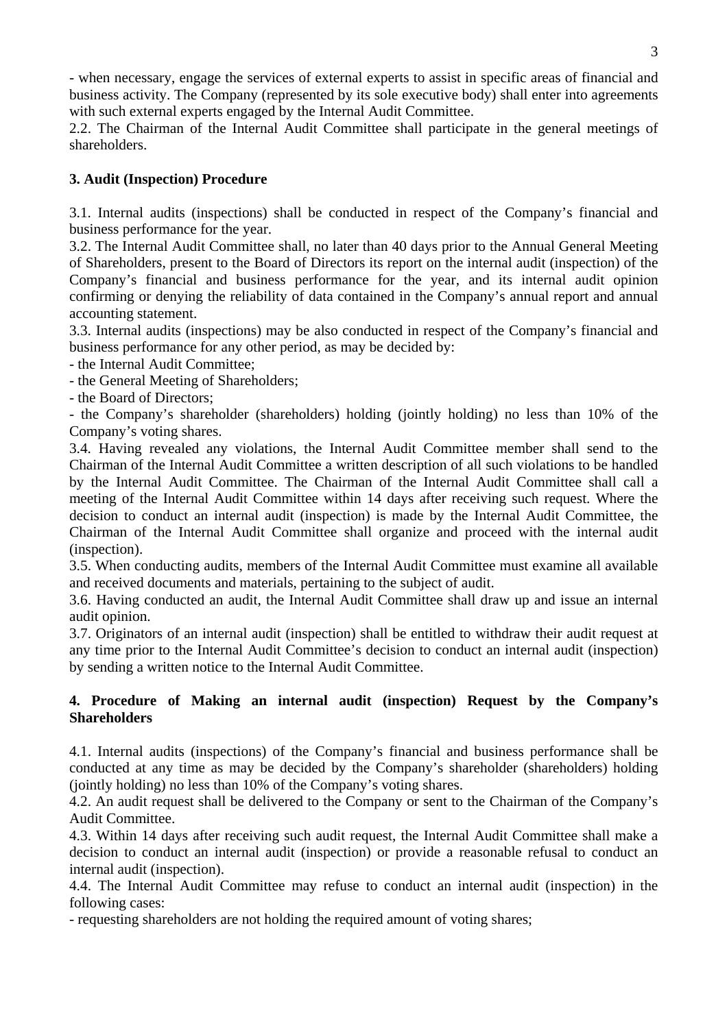- when necessary, engage the services of external experts to assist in specific areas of financial and business activity. The Company (represented by its sole executive body) shall enter into agreements with such external experts engaged by the Internal Audit Committee.

2.2. The Chairman of the Internal Audit Committee shall participate in the general meetings of shareholders.

### 3. Audit (Inspection) Procedure

3.1. Internal audits (inspections) shall be conducted in respect of the Company's financial and business performance for the year.

3.2. The Internal Audit Committee shall, no later than 40 days prior to the Annual General Meeting of Shareholders, present to the Board of Directors its report on the internal audit (inspection) of the Company's financial and business performance for the year, and its internal audit opinion confirming or denying the reliability of data contained in the Company's annual report and annual accounting statement.

3.3. Internal audits (inspections) may be also conducted in respect of the Company's financial and business performance for any other period, as may be decided by:

- the Internal Audit Committee;
- the General Meeting of Shareholders;
- the Board of Directors;
- the Company's shareholder (shareholders) holding (jointly holding) no less than 10% of the Company's voting shares.

3.4. Having revealed any violations, the Internal Audit Committee member shall send to the Chairman of the Internal Audit Committee a written description of all such violations to be handled by the Internal Audit Committee. The Chairman of the Internal Audit Committee shall call a meeting of the Internal Audit Committee within 14 days after receiving such request. Where the decision to conduct an internal audit (inspection) is made by the Internal Audit Committee, the Chairman of the Internal Audit Committee shall organize and proceed with the internal audit (inspection).

3.5. When conducting audits, members of the Internal Audit Committee must examine all available and received documents and materials, pertaining to the subject of audit.

3.6. Having conducted an audit, the Internal Audit Committee shall draw up and issue an internal audit opinion.

3.7. Originators of an internal audit (inspection) shall be entitled to withdraw their audit request at any time prior to the Internal Audit Committee's decision to conduct an internal audit (inspection) by sending a written notice to the Internal Audit Committee.

### 4. Procedure of Making an internal audit (inspection) Request by the Company's Shareholders

4.1. Internal audits (inspections) of the Company's financial and business performance shall be conducted at any time as may be decided by the Company's shareholder (shareholders) holding (jointly holding) no less than 10% of the Company's voting shares.

4.2. An audit request shall be delivered to the Company or sent to the Chairman of the Company's Audit Committee.

4.3. Within 14 days after receiving such audit request, the Internal Audit Committee shall make a decision to conduct an internal audit (inspection) or provide a reasonable refusal to conduct an internal audit (inspection).

4.4. The Internal Audit Committee may refuse to conduct an internal audit (inspection) in the following cases:

- requesting shareholders are not holding the required amount of voting shares;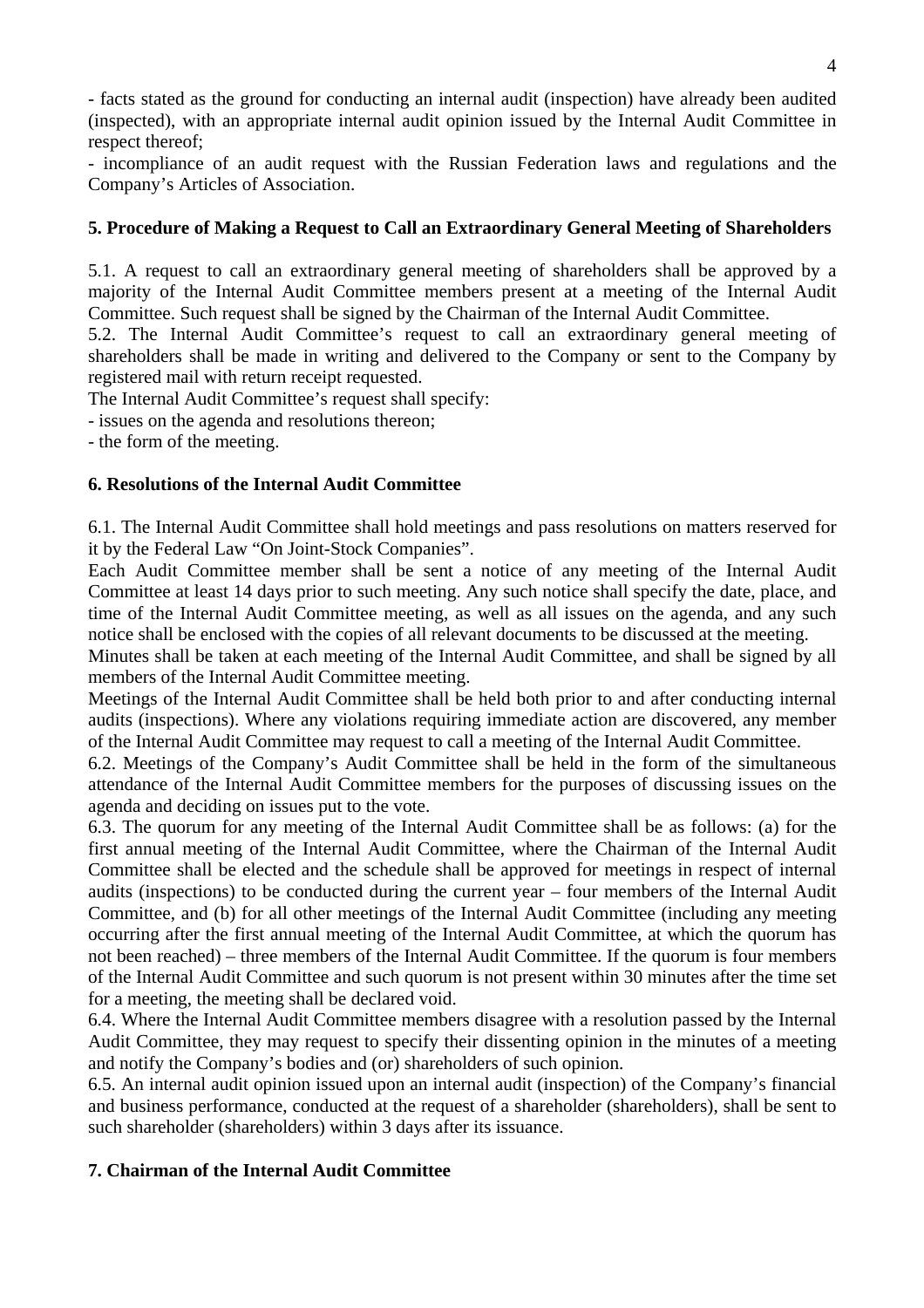- facts stated as the ground for conducting an internal audit (inspection) have already been audited (inspected), with an appropriate internal audit opinion issued by the Internal Audit Committee in respect thereof;
- incompliance of an audit request with the Russian Federation laws and regulations and the Company's Articles of Association.

**5. Procedure of Making a Request to Call an Extraordinary General Meeting of Shareholders**

5.1. A request to call an extraordinary general meeting of shareholders shall be approved by a majority of the Internal Audit Committee members present at a meeting of the Internal Audit Committee. Such request shall be signed by the Chairman of the Internal Audit Committee.
5.2. The Internal Audit Committee's request to call an extraordinary general meeting of shareholders shall be made in writing and delivered to the Company or sent to the Company by registered mail with return receipt requested.
The Internal Audit Committee's request shall specify:
- issues on the agenda and resolutions thereon;
- the form of the meeting.

**6. Resolutions of the Internal Audit Committee**

6.1. The Internal Audit Committee shall hold meetings and pass resolutions on matters reserved for it by the Federal Law "On Joint-Stock Companies".
Each Audit Committee member shall be sent a notice of any meeting of the Internal Audit Committee at least 14 days prior to such meeting. Any such notice shall specify the date, place, and time of the Internal Audit Committee meeting, as well as all issues on the agenda, and any such notice shall be enclosed with the copies of all relevant documents to be discussed at the meeting.
Minutes shall be taken at each meeting of the Internal Audit Committee, and shall be signed by all members of the Internal Audit Committee meeting.
Meetings of the Internal Audit Committee shall be held both prior to and after conducting internal audits (inspections). Where any violations requiring immediate action are discovered, any member of the Internal Audit Committee may request to call a meeting of the Internal Audit Committee.
6.2. Meetings of the Company's Audit Committee shall be held in the form of the simultaneous attendance of the Internal Audit Committee members for the purposes of discussing issues on the agenda and deciding on issues put to the vote.
6.3. The quorum for any meeting of the Internal Audit Committee shall be as follows: (a) for the first annual meeting of the Internal Audit Committee, where the Chairman of the Internal Audit Committee shall be elected and the schedule shall be approved for meetings in respect of internal audits (inspections) to be conducted during the current year – four members of the Internal Audit Committee, and (b) for all other meetings of the Internal Audit Committee (including any meeting occurring after the first annual meeting of the Internal Audit Committee, at which the quorum has not been reached) – three members of the Internal Audit Committee. If the quorum is four members of the Internal Audit Committee and such quorum is not present within 30 minutes after the time set for a meeting, the meeting shall be declared void.
6.4. Where the Internal Audit Committee members disagree with a resolution passed by the Internal Audit Committee, they may request to specify their dissenting opinion in the minutes of a meeting and notify the Company's bodies and (or) shareholders of such opinion.
6.5. An internal audit opinion issued upon an internal audit (inspection) of the Company's financial and business performance, conducted at the request of a shareholder (shareholders), shall be sent to such shareholder (shareholders) within 3 days after its issuance.

**7. Chairman of the Internal Audit Committee**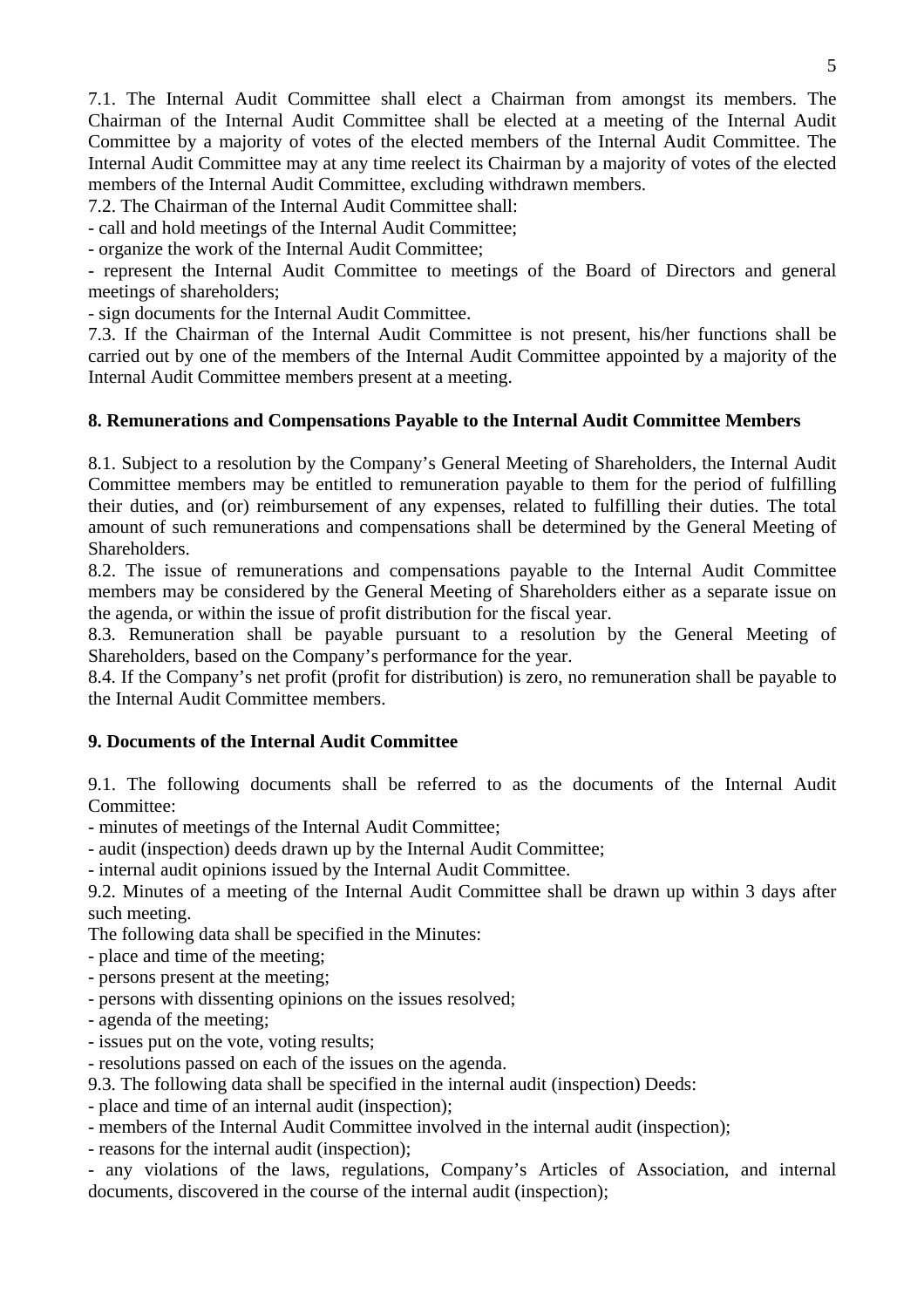7.1. The Internal Audit Committee shall elect a Chairman from amongst its members. The Chairman of the Internal Audit Committee shall be elected at a meeting of the Internal Audit Committee by a majority of votes of the elected members of the Internal Audit Committee. The Internal Audit Committee may at any time reelect its Chairman by a majority of votes of the elected members of the Internal Audit Committee, excluding withdrawn members.

7.2. The Chairman of the Internal Audit Committee shall:

- call and hold meetings of the Internal Audit Committee;
- organize the work of the Internal Audit Committee;
- represent the Internal Audit Committee to meetings of the Board of Directors and general meetings of shareholders;
- sign documents for the Internal Audit Committee.

7.3. If the Chairman of the Internal Audit Committee is not present, his/her functions shall be carried out by one of the members of the Internal Audit Committee appointed by a majority of the Internal Audit Committee members present at a meeting.

**8. Remunerations and Compensations Payable to the Internal Audit Committee Members**

8.1. Subject to a resolution by the Company's General Meeting of Shareholders, the Internal Audit Committee members may be entitled to remuneration payable to them for the period of fulfilling their duties, and (or) reimbursement of any expenses, related to fulfilling their duties. The total amount of such remunerations and compensations shall be determined by the General Meeting of Shareholders.

8.2. The issue of remunerations and compensations payable to the Internal Audit Committee members may be considered by the General Meeting of Shareholders either as a separate issue on the agenda, or within the issue of profit distribution for the fiscal year.

8.3. Remuneration shall be payable pursuant to a resolution by the General Meeting of Shareholders, based on the Company's performance for the year.

8.4. If the Company's net profit (profit for distribution) is zero, no remuneration shall be payable to the Internal Audit Committee members.

**9. Documents of the Internal Audit Committee**

9.1. The following documents shall be referred to as the documents of the Internal Audit Committee:

- minutes of meetings of the Internal Audit Committee;
- audit (inspection) deeds drawn up by the Internal Audit Committee;
- internal audit opinions issued by the Internal Audit Committee.

9.2. Minutes of a meeting of the Internal Audit Committee shall be drawn up within 3 days after such meeting.

The following data shall be specified in the Minutes:

- place and time of the meeting;
- persons present at the meeting;
- persons with dissenting opinions on the issues resolved;
- agenda of the meeting;
- issues put on the vote, voting results;
- resolutions passed on each of the issues on the agenda.

9.3. The following data shall be specified in the internal audit (inspection) Deeds:

- place and time of an internal audit (inspection);
- members of the Internal Audit Committee involved in the internal audit (inspection);
- reasons for the internal audit (inspection);
- any violations of the laws, regulations, Company's Articles of Association, and internal documents, discovered in the course of the internal audit (inspection);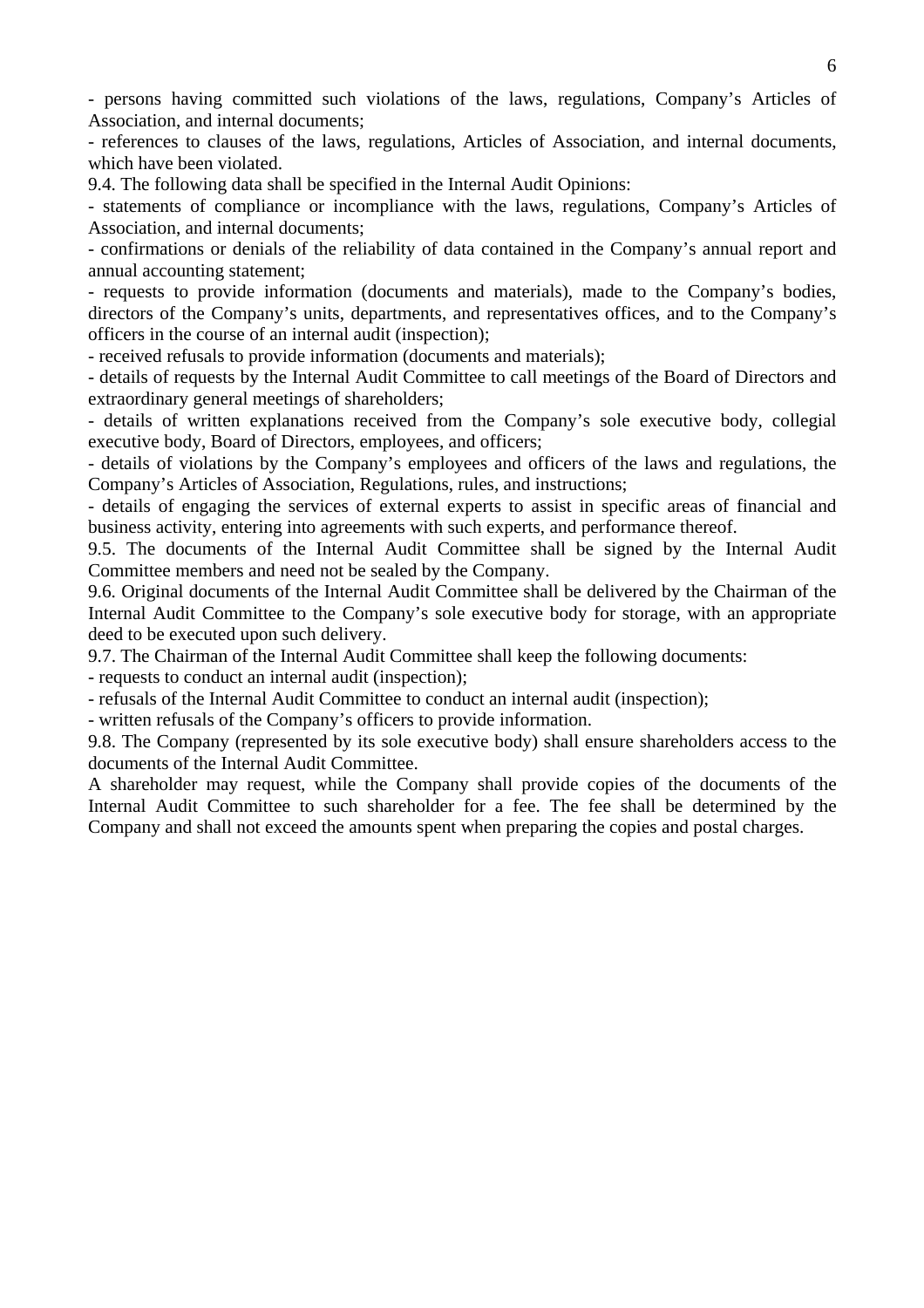- persons having committed such violations of the laws, regulations, Company's Articles of Association, and internal documents;

- references to clauses of the laws, regulations, Articles of Association, and internal documents, which have been violated.

9.4. The following data shall be specified in the Internal Audit Opinions:

- statements of compliance or incompliance with the laws, regulations, Company's Articles of Association, and internal documents;

- confirmations or denials of the reliability of data contained in the Company's annual report and annual accounting statement;

- requests to provide information (documents and materials), made to the Company's bodies, directors of the Company's units, departments, and representatives offices, and to the Company's officers in the course of an internal audit (inspection);

- received refusals to provide information (documents and materials);

- details of requests by the Internal Audit Committee to call meetings of the Board of Directors and extraordinary general meetings of shareholders;

- details of written explanations received from the Company's sole executive body, collegial executive body, Board of Directors, employees, and officers;

- details of violations by the Company's employees and officers of the laws and regulations, the Company's Articles of Association, Regulations, rules, and instructions;

- details of engaging the services of external experts to assist in specific areas of financial and business activity, entering into agreements with such experts, and performance thereof.

9.5. The documents of the Internal Audit Committee shall be signed by the Internal Audit Committee members and need not be sealed by the Company.

9.6. Original documents of the Internal Audit Committee shall be delivered by the Chairman of the Internal Audit Committee to the Company's sole executive body for storage, with an appropriate deed to be executed upon such delivery.

9.7. The Chairman of the Internal Audit Committee shall keep the following documents:

- requests to conduct an internal audit (inspection);

- refusals of the Internal Audit Committee to conduct an internal audit (inspection);

- written refusals of the Company's officers to provide information.

9.8. The Company (represented by its sole executive body) shall ensure shareholders access to the documents of the Internal Audit Committee.

A shareholder may request, while the Company shall provide copies of the documents of the Internal Audit Committee to such shareholder for a fee. The fee shall be determined by the Company and shall not exceed the amounts spent when preparing the copies and postal charges.